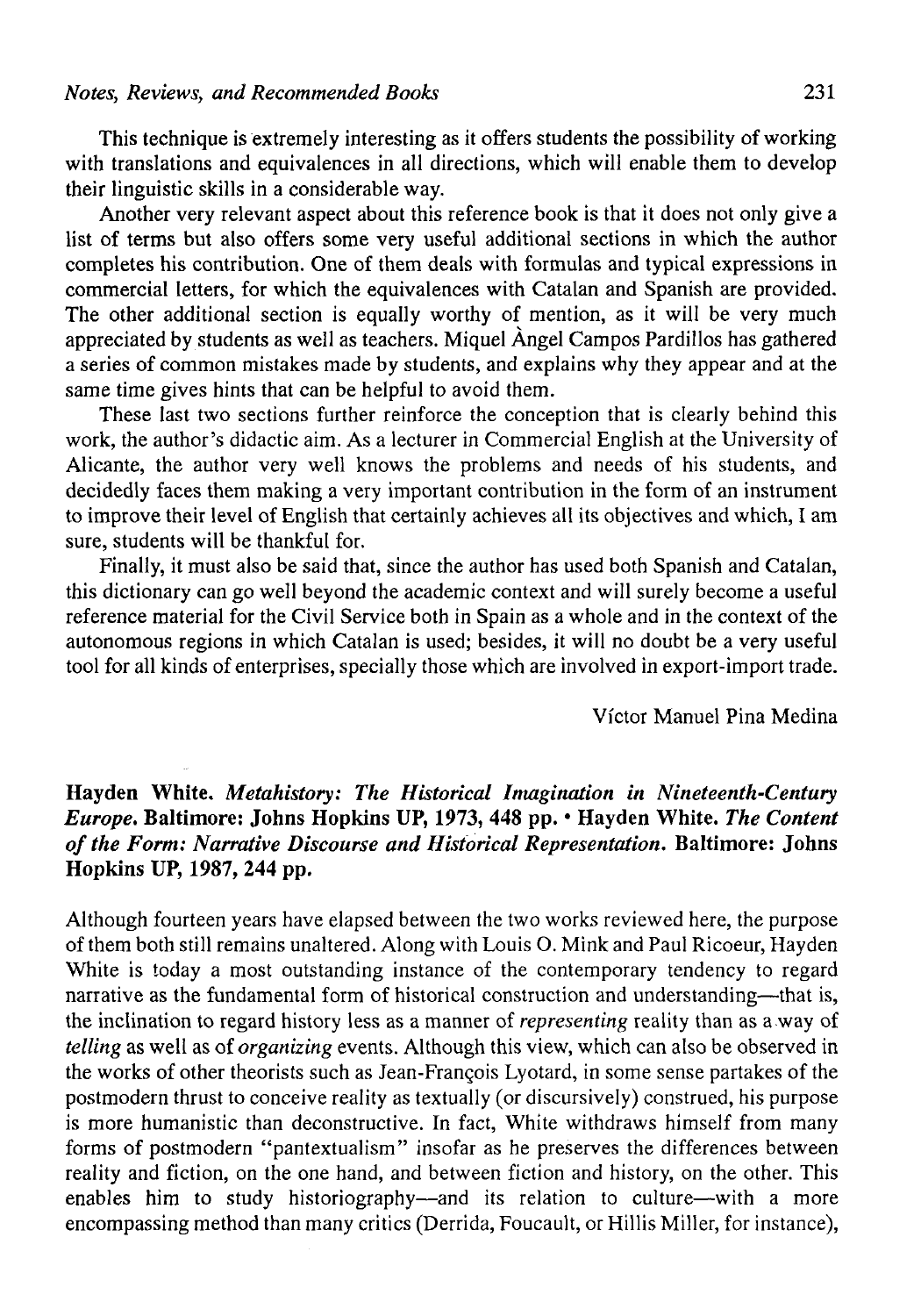This technique is extremely interesting as it offers students the possibility of working with translations and equivalences in all directions, which will enable them to develop their linguistic skills in a considerable way.

Another very relevant aspect about this reference book is that it does not only give a list of terms but also offers some very useful additional sections in which the author completes his contribution. One of them deals with formulas and typical expressions in commercial letters, for which the equivalences with Catalan and Spanish are provided. The other additional section is equally worthy of mention, as it will be very much appreciated by students as well as teachers. Miquel Àngel Campos Pardillos has gathered a series of common mistakes made by students, and explains why they appear and at the same time gives hints that can be helpful to avoid them.

These last two sections further reinforce the conception that is clearly behind this work, the author's didactic aim. As a lecturer in Commercial English at the University of Alicante, the author very well knows the problems and needs of his students, and decidedly faces them making a very important contribution in the form of an instrument to improve their level of English that certainly achieves all its objectives and which, I am sure, students will be thankful for.

Finally, it must also be said that, since the author has used both Spanish and Catalan, this dictionary can go well beyond the academic context and will surely become a useful reference material for the Civil Service both in Spain as a whole and in the context of the autonomous regions in which Catalan is used; besides, it will no doubt be a very useful tool for all kinds of enterprises, specially those which are involved in export-import trade.

Víctor Manuel Pina Medina

## Hayden White. *Metahistory: The Historical Imagination in Nineteenth-Century Europe.* Baltimore: Johns Hopkins UP, 1973, 448 pp. • Hayden White. *The Content of the Form: Narrative Discourse and Historical Representation.* Baltimore: Johns Hopkins UP, 1987, 244 pp.

Although fourteen years have elapsed between the two works reviewed here, the purpose of them both still remains unaltered. Along with Louis O. Mink and Paul Ricoeur, Hayden White is today a most outstanding instance of the contemporary tendency to regard narrative as the fundamental form of historical construction and understanding—that is, the inclination to regard history less as a manner of *representing* reality than as a way of *telling* as well as of *organizing* events. Although this view, which can also be observed in the works of other theorists such as Jean-François Lyotard, in some sense partakes of the postmodern thrust to conceive reality as textually (or discursively) construed, his purpose is more humanistic than deconstructive. In fact, White withdraws himself from many forms of postmodern "pantextualism" insofar as he preserves the differences between reality and fiction, on the one hand, and between fiction and history, on the other. This enables him to study historiography—and its relation to culture—with a more encompassing method than many critics (Derrida, Foucault, or Hillis Miller, for instance),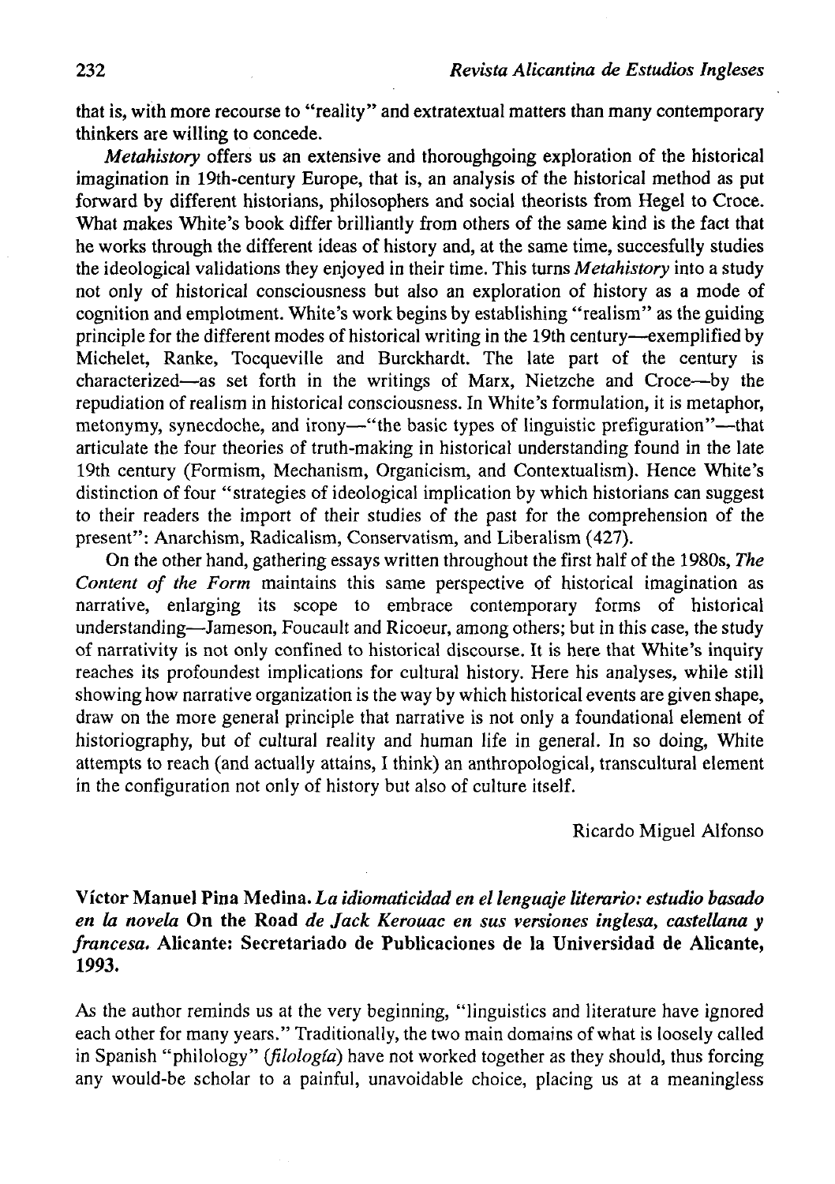that is, with more recourse to "reality" and extratextual matters than many contemporary thinkers are willing to concede.

*Metahistory* offers us an extensive and thoroughgoing exploration of the historical imagination in 19th-century Europe, that is, an analysis of the historical method as put forward by different historians, philosophers and social theorists from Hegel to Croce. What makes White's book differ brilliantly from others of the same kind is the fact that he works through the different ideas of history and, at the same time, succesfully studies the ideological validations they enjoyed in their time. This turns *Metahistory* into a study not only of historical consciousness but also an exploration of history as a mode of cognition and emplotment. White's work begins by establishing "realism" as the guiding principle for the different modes of historical writing in the 19th century—exemplified by Michelet, Ranke, Tocqueville and Burckhardt. The late part of the century is characterized—as set forth in the writings of Marx, Nietzche and Croce—by the repudiation of realism in historical consciousness. In White's formulation, it is metaphor, metonymy, synecdoche, and irony—"the basic types of linguistic prefiguration"—that articulate the four theories of truth-making in historical understanding found in the late 19th century (Formism, Mechanism, Organicism, and Contextualism). Hence White's distinction of four "strategies of ideological implication by which historians can suggest to their readers the import of their studies of the past for the comprehension of the present": Anarchism, Radicalism, Conservatism, and Liberalism (427).

On the other hand, gathering essays written throughout the first half of the 1980s, *The Content of the Form* maintains this same perspective of historical imagination as narrative, enlarging its scope to embrace contemporary forms of historical understanding—Jameson, Foucault and Ricoeur, among others; but in this case, the study of narrativity is not only confined to historical discourse. It is here that White's inquiry reaches its profoundest implications for cultural history. Here his analyses, while still showing how narrative organization is the way by which historical events are given shape, draw on the more general principle that narrative is not only a foundational element of historiography, but of cultural reality and human life in general. In so doing, White attempts to reach (and actually attains, I think) an anthropological, transcultural element in the configuration not only of history but also of culture itself.

Ricardo Miguel Alfonso

**Víctor Manuel Pina Medina. *La idiomaticidad en el lenguaje literario: estudio basado en la novela* On the Road *de Jack Kerouac en sus versiones inglesa, castellana y francesa.* Alicante: Secretariado de Publicaciones de la Universidad de Alicante, 1993.**

As the author reminds us at the very beginning, "linguistics and literature have ignored each other for many years." Traditionally, the two main domains of what is loosely called in Spanish "philology" (*filología*) have not worked together as they should, thus forcing any would-be scholar to a painful, unavoidable choice, placing us at a meaningless